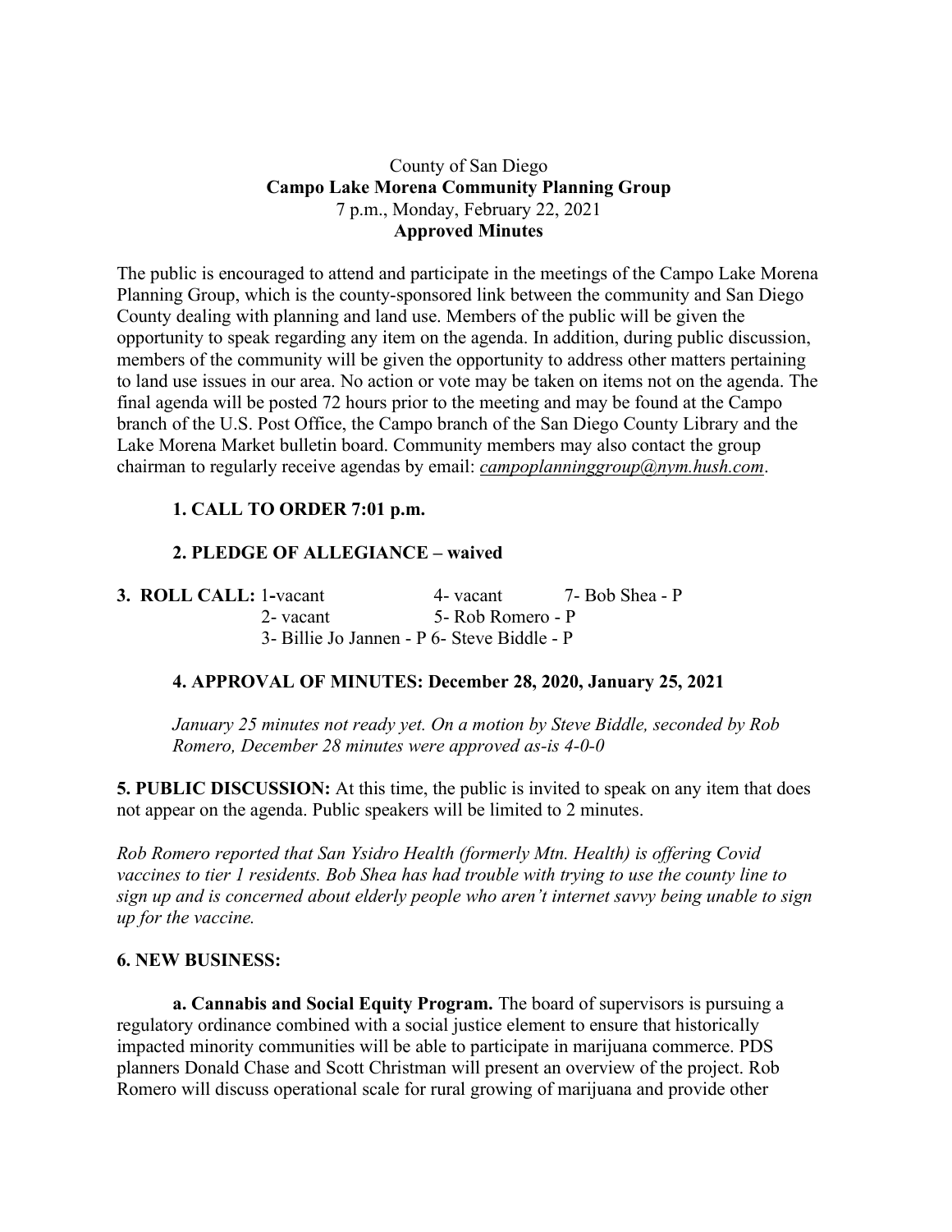County of San Diego

**Campo Lake Morena Community Planning Group**

7 p.m., Monday, February 22, 2021

**Approved Minutes**

The public is encouraged to attend and participate in the meetings of the Campo Lake Morena Planning Group, which is the county-sponsored link between the community and San Diego County dealing with planning and land use. Members of the public will be given the opportunity to speak regarding any item on the agenda. In addition, during public discussion, members of the community will be given the opportunity to address other matters pertaining to land use issues in our area. No action or vote may be taken on items not on the agenda. The final agenda will be posted 72 hours prior to the meeting and may be found at the Campo branch of the U.S. Post Office, the Campo branch of the San Diego County Library and the Lake Morena Market bulletin board. Community members may also contact the group chairman to regularly receive agendas by email: *campoplanninggroup@nym.hush.com*.

**1. CALL TO ORDER 7:01 p.m.**

**2. PLEDGE OF ALLEGIANCE – waived**

**3. ROLL CALL:** 1-vacant 4- vacant 7- Bob Shea - P
2- vacant 5- Rob Romero - P
3- Billie Jo Jannen - P 6- Steve Biddle - P

**4. APPROVAL OF MINUTES: December 28, 2020, January 25, 2021**

*January 25 minutes not ready yet. On a motion by Steve Biddle, seconded by Rob Romero, December 28 minutes were approved as-is 4-0-0*

**5. PUBLIC DISCUSSION:** At this time, the public is invited to speak on any item that does not appear on the agenda. Public speakers will be limited to 2 minutes.

*Rob Romero reported that San Ysidro Health (formerly Mtn. Health) is offering Covid vaccines to tier 1 residents. Bob Shea has had trouble with trying to use the county line to sign up and is concerned about elderly people who aren't internet savvy being unable to sign up for the vaccine.*

**6. NEW BUSINESS:**

**a. Cannabis and Social Equity Program.** The board of supervisors is pursuing a regulatory ordinance combined with a social justice element to ensure that historically impacted minority communities will be able to participate in marijuana commerce. PDS planners Donald Chase and Scott Christman will present an overview of the project. Rob Romero will discuss operational scale for rural growing of marijuana and provide other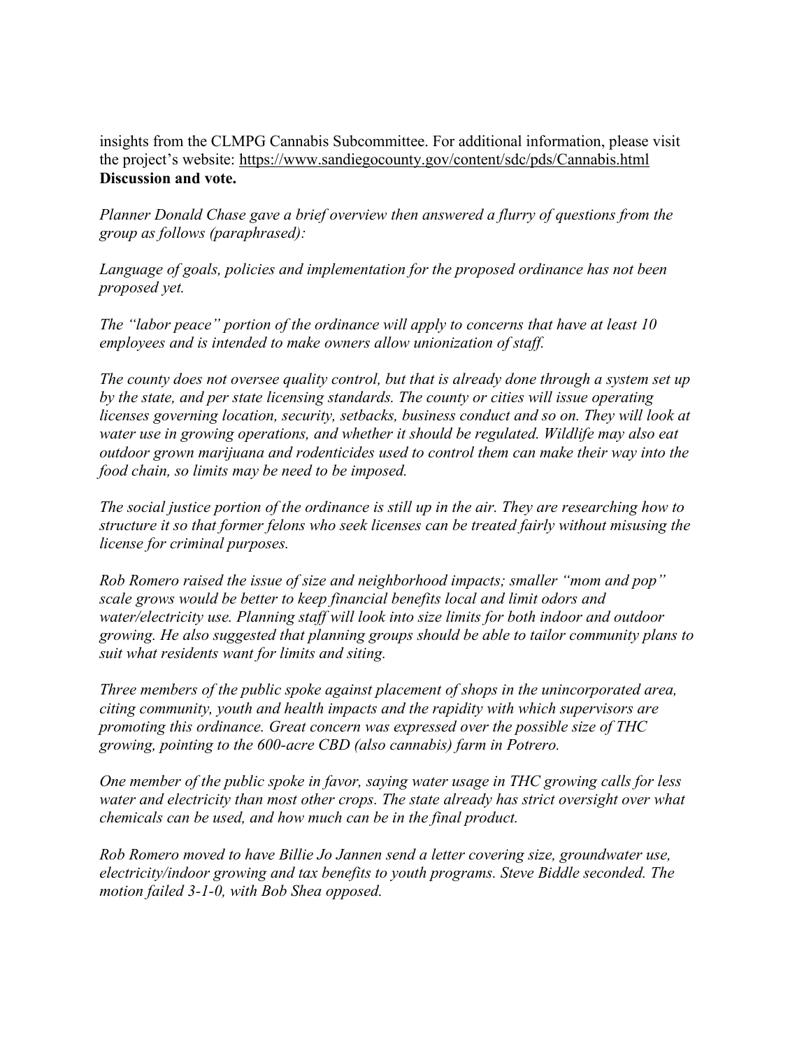insights from the CLMPG Cannabis Subcommittee. For additional information, please visit the project's website: https://www.sandiegocounty.gov/content/sdc/pds/Cannabis.html
**Discussion and vote.**

*Planner Donald Chase gave a brief overview then answered a flurry of questions from the group as follows (paraphrased):*

*Language of goals, policies and implementation for the proposed ordinance has not been proposed yet.*

*The "labor peace" portion of the ordinance will apply to concerns that have at least 10 employees and is intended to make owners allow unionization of staff.*

*The county does not oversee quality control, but that is already done through a system set up by the state, and per state licensing standards. The county or cities will issue operating licenses governing location, security, setbacks, business conduct and so on. They will look at water use in growing operations, and whether it should be regulated. Wildlife may also eat outdoor grown marijuana and rodenticides used to control them can make their way into the food chain, so limits may be need to be imposed.*

*The social justice portion of the ordinance is still up in the air. They are researching how to structure it so that former felons who seek licenses can be treated fairly without misusing the license for criminal purposes.*

*Rob Romero raised the issue of size and neighborhood impacts; smaller "mom and pop" scale grows would be better to keep financial benefits local and limit odors and water/electricity use. Planning staff will look into size limits for both indoor and outdoor growing. He also suggested that planning groups should be able to tailor community plans to suit what residents want for limits and siting.*

*Three members of the public spoke against placement of shops in the unincorporated area, citing community, youth and health impacts and the rapidity with which supervisors are promoting this ordinance. Great concern was expressed over the possible size of THC growing, pointing to the 600-acre CBD (also cannabis) farm in Potrero.*

*One member of the public spoke in favor, saying water usage in THC growing calls for less water and electricity than most other crops. The state already has strict oversight over what chemicals can be used, and how much can be in the final product.*

*Rob Romero moved to have Billie Jo Jannen send a letter covering size, groundwater use, electricity/indoor growing and tax benefits to youth programs. Steve Biddle seconded. The motion failed 3-1-0, with Bob Shea opposed.*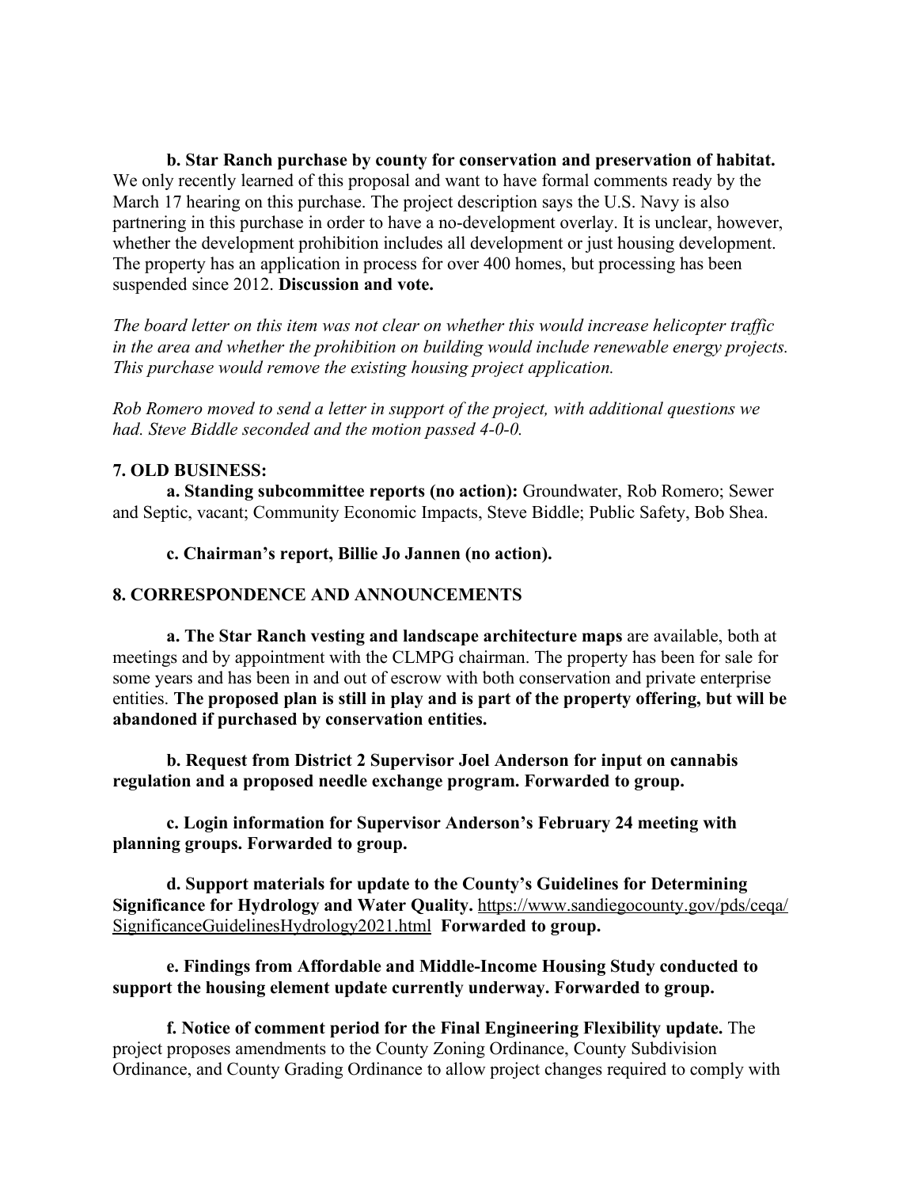**b. Star Ranch purchase by county for conservation and preservation of habitat.** We only recently learned of this proposal and want to have formal comments ready by the March 17 hearing on this purchase. The project description says the U.S. Navy is also partnering in this purchase in order to have a no-development overlay. It is unclear, however, whether the development prohibition includes all development or just housing development. The property has an application in process for over 400 homes, but processing has been suspended since 2012. **Discussion and vote.**

*The board letter on this item was not clear on whether this would increase helicopter traffic in the area and whether the prohibition on building would include renewable energy projects. This purchase would remove the existing housing project application.*

*Rob Romero moved to send a letter in support of the project, with additional questions we had. Steve Biddle seconded and the motion passed 4-0-0.*

**7. OLD BUSINESS:**

**a. Standing subcommittee reports (no action):** Groundwater, Rob Romero; Sewer and Septic, vacant; Community Economic Impacts, Steve Biddle; Public Safety, Bob Shea.

**c. Chairman's report, Billie Jo Jannen (no action).**

**8. CORRESPONDENCE AND ANNOUNCEMENTS**

**a. The Star Ranch vesting and landscape architecture maps** are available, both at meetings and by appointment with the CLMPG chairman. The property has been for sale for some years and has been in and out of escrow with both conservation and private enterprise entities. **The proposed plan is still in play and is part of the property offering, but will be abandoned if purchased by conservation entities.**

**b. Request from District 2 Supervisor Joel Anderson for input on cannabis regulation and a proposed needle exchange program. Forwarded to group.**

**c. Login information for Supervisor Anderson's February 24 meeting with planning groups. Forwarded to group.**

**d. Support materials for update to the County's Guidelines for Determining Significance for Hydrology and Water Quality.** https://www.sandiegocounty.gov/pds/ceqa/SignificanceGuidelinesHydrology2021.html **Forwarded to group.**

**e. Findings from Affordable and Middle-Income Housing Study conducted to support the housing element update currently underway. Forwarded to group.**

**f. Notice of comment period for the Final Engineering Flexibility update.** The project proposes amendments to the County Zoning Ordinance, County Subdivision Ordinance, and County Grading Ordinance to allow project changes required to comply with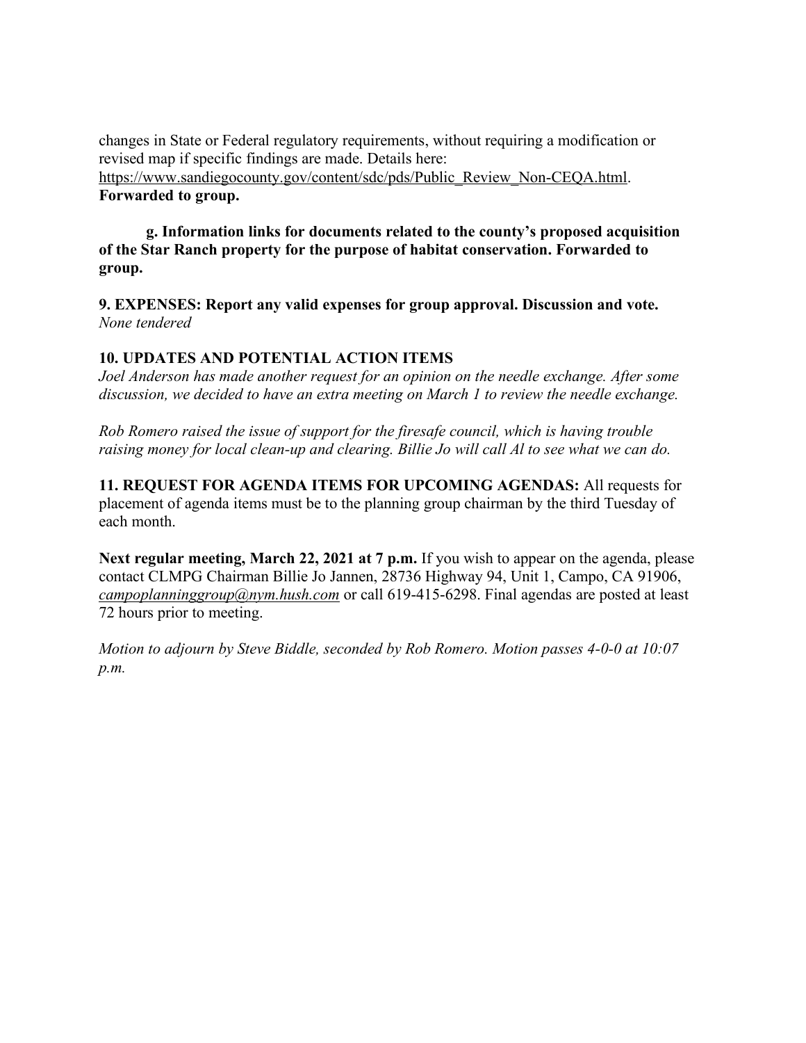changes in State or Federal regulatory requirements, without requiring a modification or revised map if specific findings are made. Details here: https://www.sandiegocounty.gov/content/sdc/pds/Public_Review_Non-CEQA.html. **Forwarded to group.**

**g. Information links for documents related to the county's proposed acquisition of the Star Ranch property for the purpose of habitat conservation. Forwarded to group.**

**9. EXPENSES: Report any valid expenses for group approval. Discussion and vote.**
*None tendered*

**10. UPDATES AND POTENTIAL ACTION ITEMS**
*Joel Anderson has made another request for an opinion on the needle exchange. After some discussion, we decided to have an extra meeting on March 1 to review the needle exchange.*

*Rob Romero raised the issue of support for the firesafe council, which is having trouble raising money for local clean-up and clearing. Billie Jo will call Al to see what we can do.*

**11. REQUEST FOR AGENDA ITEMS FOR UPCOMING AGENDAS:** All requests for placement of agenda items must be to the planning group chairman by the third Tuesday of each month.

**Next regular meeting, March 22, 2021 at 7 p.m.** If you wish to appear on the agenda, please contact CLMPG Chairman Billie Jo Jannen, 28736 Highway 94, Unit 1, Campo, CA 91906, *campoplanninggroup@nym.hush.com* or call 619-415-6298. Final agendas are posted at least 72 hours prior to meeting.

*Motion to adjourn by Steve Biddle, seconded by Rob Romero. Motion passes 4-0-0 at 10:07 p.m.*